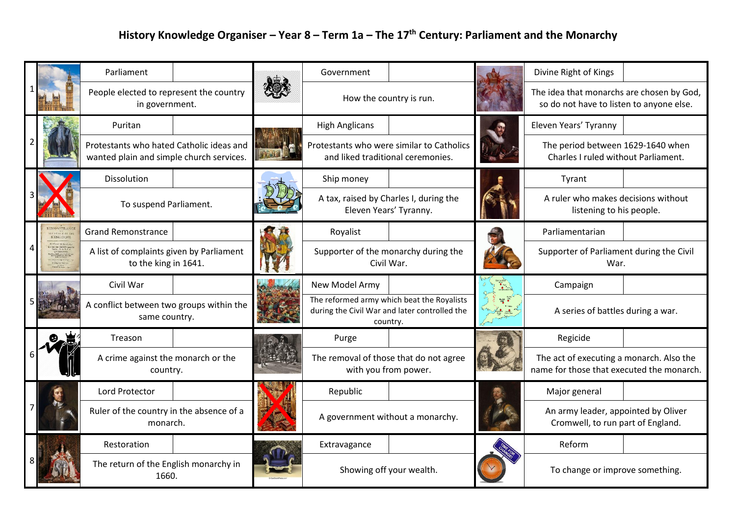# History Knowledge Organiser – Year 8 – Term 1a – The 17th Century: Parliament and the Monarchy

| # | Term | Definition | Term | Definition | Term | Definition |
|---|---|---|---|---|---|---|
| 1 | Parliament | People elected to represent the country in government. | Government | How the country is run. | Divine Right of Kings | The idea that monarchs are chosen by God, so do not have to listen to anyone else. |
| 2 | Puritan | Protestants who hated Catholic ideas and wanted plain and simple church services. | High Anglicans | Protestants who were similar to Catholics and liked traditional ceremonies. | Eleven Years' Tyranny | The period between 1629-1640 when Charles I ruled without Parliament. |
| 3 | Dissolution | To suspend Parliament. | Ship money | A tax, raised by Charles I, during the Eleven Years' Tyranny. | Tyrant | A ruler who makes decisions without listening to his people. |
| 4 | Grand Remonstrance | A list of complaints given by Parliament to the king in 1641. | Royalist | Supporter of the monarchy during the Civil War. | Parliamentarian | Supporter of Parliament during the Civil War. |
| 5 | Civil War | A conflict between two groups within the same country. | New Model Army | The reformed army which beat the Royalists during the Civil War and later controlled the country. | Campaign | A series of battles during a war. |
| 6 | Treason | A crime against the monarch or the country. | Purge | The removal of those that do not agree with you from power. | Regicide | The act of executing a monarch. Also the name for those that executed the monarch. |
| 7 | Lord Protector | Ruler of the country in the absence of a monarch. | Republic | A government without a monarchy. | Major general | An army leader, appointed by Oliver Cromwell, to run part of England. |
| 8 | Restoration | The return of the English monarchy in 1660. | Extravagance | Showing off your wealth. | Reform | To change or improve something. |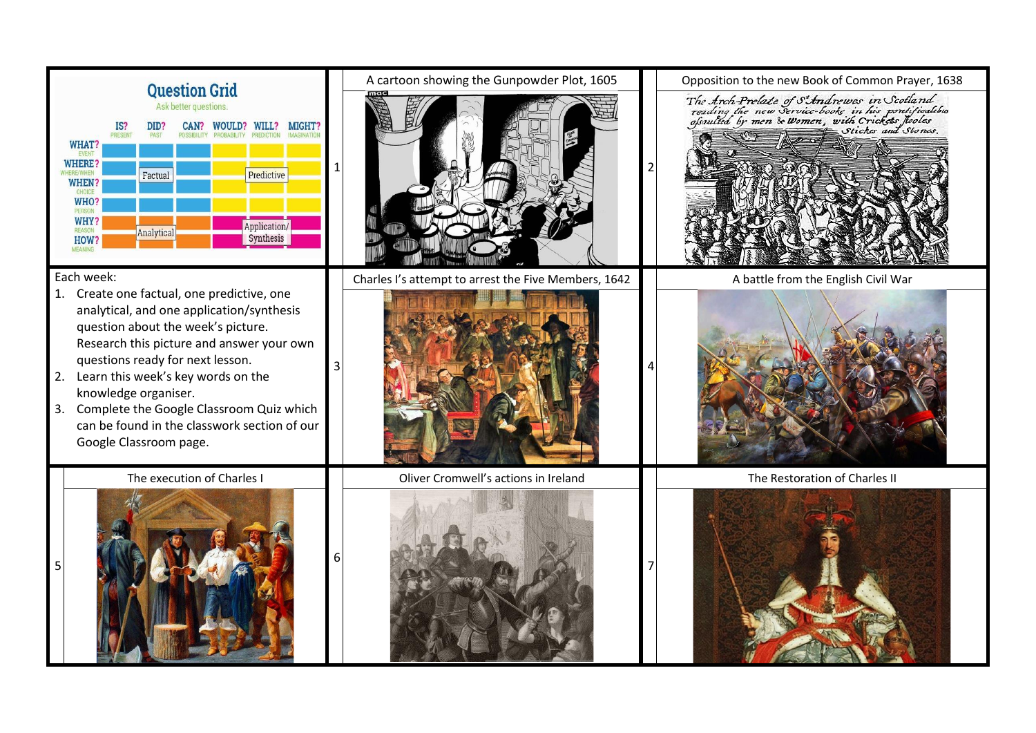## Question Grid

Ask better questions.

| | IS? PRESENT | DID? PAST | CAN? POSSIBILITY | WOULD? PROBABILITY | WILL? PREDICTION | MIGHT? IMAGINATION |
|---|---|---|---|---|---|---|
| WHAT? EVENT | | | | | | |
| WHERE? WHERE/WHEN | | Factual | | | Predictive | |
| WHEN? CHOICE | | | | | | |
| WHO? PERSON | | | | | | |
| WHY? REASON | | | | | Application/ Synthesis | |
| HOW? MEANING | | Analytical | | | | |

Each week:

1. Create one factual, one predictive, one analytical, and one application/synthesis question about the week's picture. Research this picture and answer your own questions ready for next lesson.
2. Learn this week's key words on the knowledge organiser.
3. Complete the Google Classroom Quiz which can be found in the classwork section of our Google Classroom page.

1 — A cartoon showing the Gunpowder Plot, 1605

2 — Opposition to the new Book of Common Prayer, 1638

The Arch-Prelate of St. Andrewes in Scotland reading the new Service-booke in his pontificalibus assaulted by men & Women, with Crickets stooles Sticks and Stones.

3 — Charles I's attempt to arrest the Five Members, 1642

4 — A battle from the English Civil War

5 — The execution of Charles I

6 — Oliver Cromwell's actions in Ireland

7 — The Restoration of Charles II